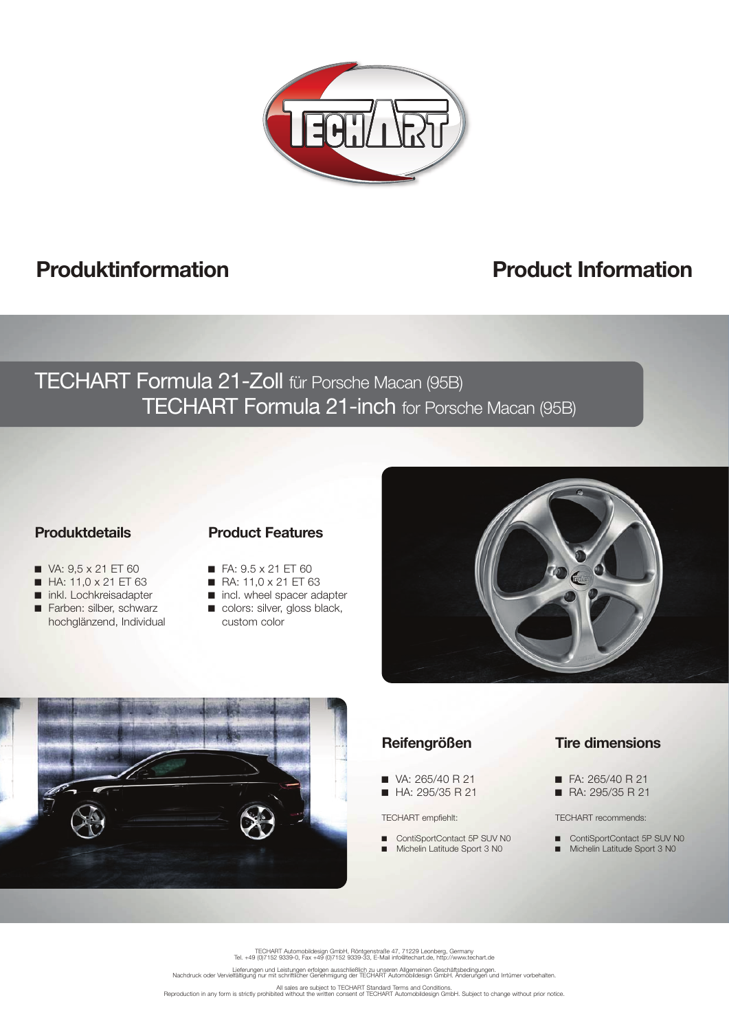## Produktinformation

## Product Information

# TECHART Formula 21-Zoll für Porsche Macan (95B)

# TECHART Formula 21-inch for Porsche Macan (95B)

### Produktdetails

- VA: 9,5 x 21 ET 60
- HA: 11,0 x 21 ET 63
- inkl. Lochkreisadapter
- Farben: silber, schwarz hochglänzend, Individual

### Product Features

- FA: 9.5 x 21 ET 60
- RA: 11,0 x 21 ET 63
- incl. wheel spacer adapter
- colors: silver, gloss black, custom color

### Reifengrößen

- VA: 265/40 R 21
- HA: 295/35 R 21

TECHART empfiehlt:

- ContiSportContact 5P SUV N0
- Michelin Latitude Sport 3 N0

### Tire dimensions

- FA: 265/40 R 21
- RA: 295/35 R 21

TECHART recommends:

- ContiSportContact 5P SUV N0
- Michelin Latitude Sport 3 N0

TECHART Automobildesign GmbH, Röntgenstraße 47, 71229 Leonberg, Germany
Tel. +49 (0)7152 9339-0, Fax +49 (0)7152 9339-33, E-Mail info@techart.de, http://www.techart.de

Lieferungen und Leistungen erfolgen ausschließlich zu unseren Allgemeinen Geschäftsbedingungen.
Nachdruck oder Vervielfältigung nur mit schriftlicher Genehmigung der TECHART Automobildesign GmbH. Änderungen und Irrtümer vorbehalten.

All sales are subject to TECHART Standard Terms and Conditions.
Reproduction in any form is strictly prohibited without the written consent of TECHART Automobildesign GmbH. Subject to change without prior notice.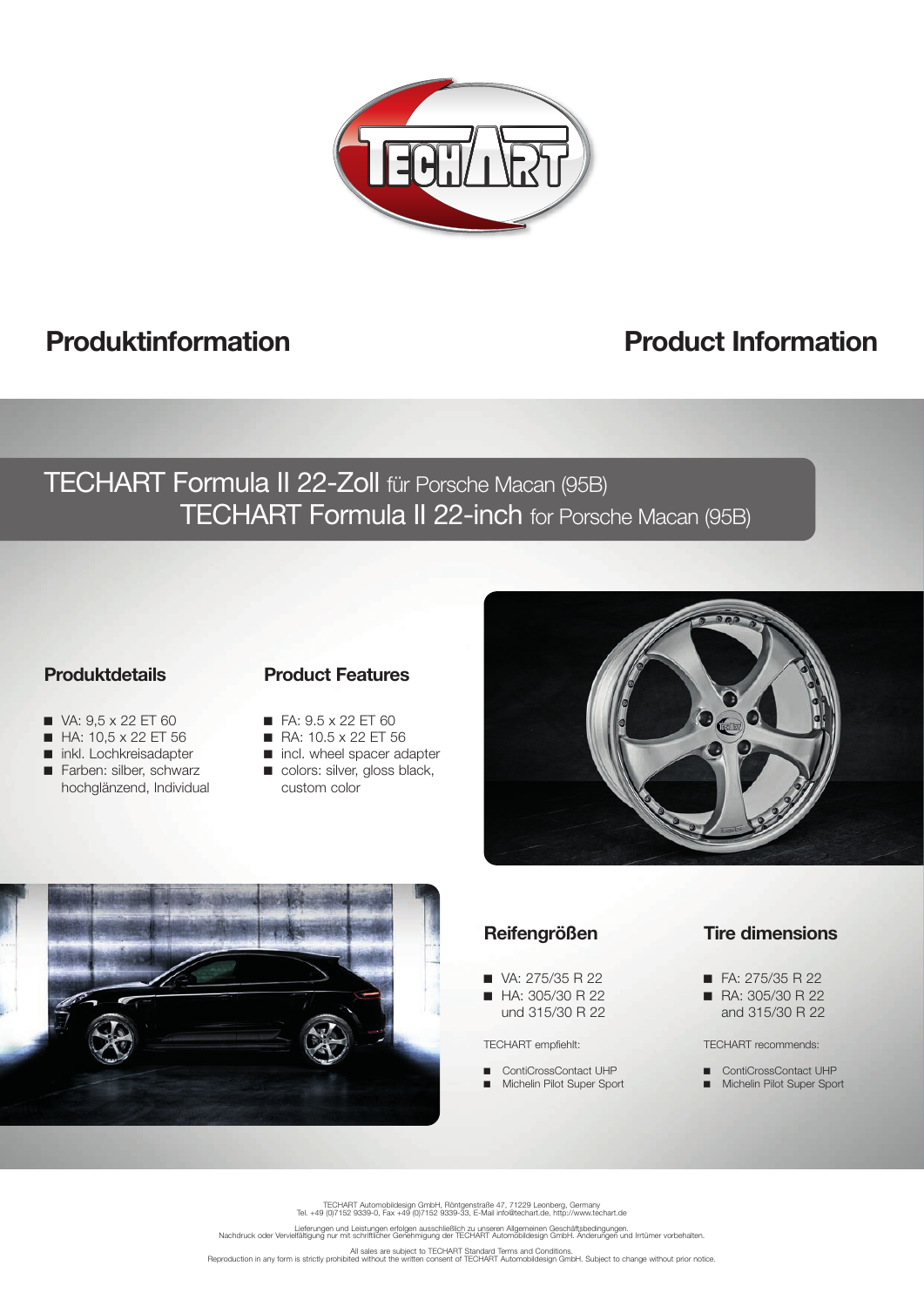## Produktinformation

## Product Information

# TECHART Formula II 22-Zoll für Porsche Macan (95B)

# TECHART Formula II 22-inch for Porsche Macan (95B)

### Produktdetails

- VA: 9,5 x 22 ET 60
- HA: 10,5 x 22 ET 56
- inkl. Lochkreisadapter
- Farben: silber, schwarz hochglänzend, Individual

### Product Features

- FA: 9.5 x 22 ET 60
- RA: 10.5 x 22 ET 56
- incl. wheel spacer adapter
- colors: silver, gloss black, custom color

### Reifengrößen

- VA: 275/35 R 22
- HA: 305/30 R 22 und 315/30 R 22

TECHART empfiehlt:

- ContiCrossContact UHP
- Michelin Pilot Super Sport

### Tire dimensions

- FA: 275/35 R 22
- RA: 305/30 R 22 and 315/30 R 22

TECHART recommends:

- ContiCrossContact UHP
- Michelin Pilot Super Sport

TECHART Automobildesign GmbH, Röntgenstraße 47, 71229 Leonberg, Germany
Tel. +49 (0)7152 9339-0, Fax +49 (0)7152 9339-33, E-Mail info@techart.de, http://www.techart.de

Lieferungen und Leistungen erfolgen ausschließlich zu unseren Allgemeinen Geschäftsbedingungen.
Nachdruck oder Vervielfältigung nur mit schriftlicher Genehmigung der TECHART Automobildesign GmbH. Änderungen und Irrtümer vorbehalten.

All sales are subject to TECHART Standard Terms and Conditions.
Reproduction in any form is strictly prohibited without the written consent of TECHART Automobildesign GmbH. Subject to change without prior notice.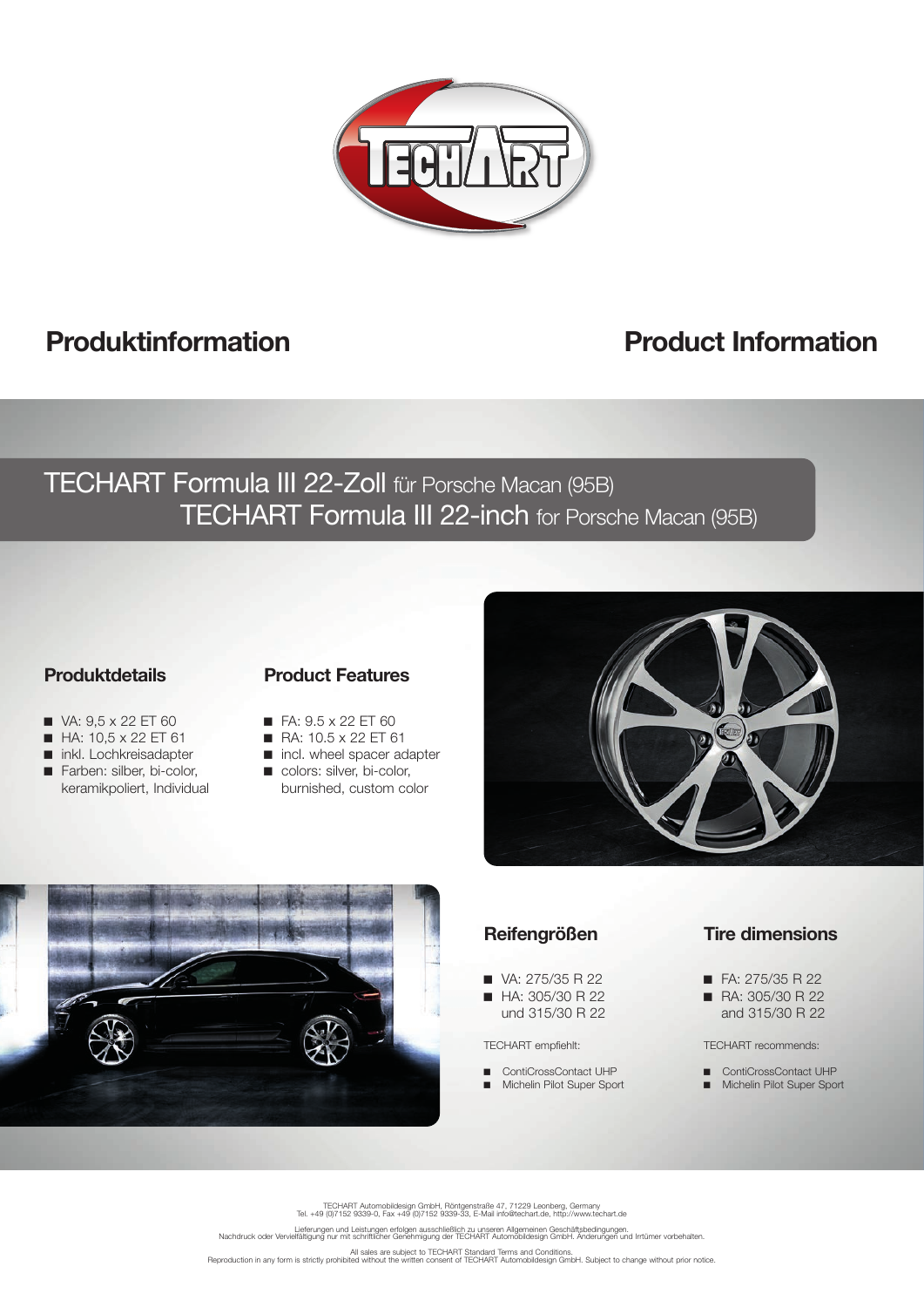## Produktinformation

## Product Information

# TECHART Formula III 22-Zoll für Porsche Macan (95B)

# TECHART Formula III 22-inch for Porsche Macan (95B)

### Produktdetails

- VA: 9,5 x 22 ET 60
- HA: 10,5 x 22 ET 61
- inkl. Lochkreisadapter
- Farben: silber, bi-color, keramikpoliert, Individual

### Product Features

- FA: 9.5 x 22 ET 60
- RA: 10.5 x 22 ET 61
- incl. wheel spacer adapter
- colors: silver, bi-color, burnished, custom color

### Reifengrößen

- VA: 275/35 R 22
- HA: 305/30 R 22 und 315/30 R 22

TECHART empfiehlt:

- ContiCrossContact UHP
- Michelin Pilot Super Sport

### Tire dimensions

- FA: 275/35 R 22
- RA: 305/30 R 22 and 315/30 R 22

TECHART recommends:

- ContiCrossContact UHP
- Michelin Pilot Super Sport

TECHART Automobildesign GmbH, Röntgenstraße 47, 71229 Leonberg, Germany
Tel. +49 (0)7152 9339-0, Fax +49 (0)7152 9339-33, E-Mail info@techart.de, http://www.techart.de

Lieferungen und Leistungen erfolgen ausschließlich zu unseren Allgemeinen Geschäftsbedingungen.
Nachdruck oder Vervielfältigung nur mit schriftlicher Genehmigung der TECHART Automobildesign GmbH. Änderungen und Irrtümer vorbehalten.

All sales are subject to TECHART Standard Terms and Conditions.
Reproduction in any form is strictly prohibited without the written consent of TECHART Automobildesign GmbH. Subject to change without prior notice.